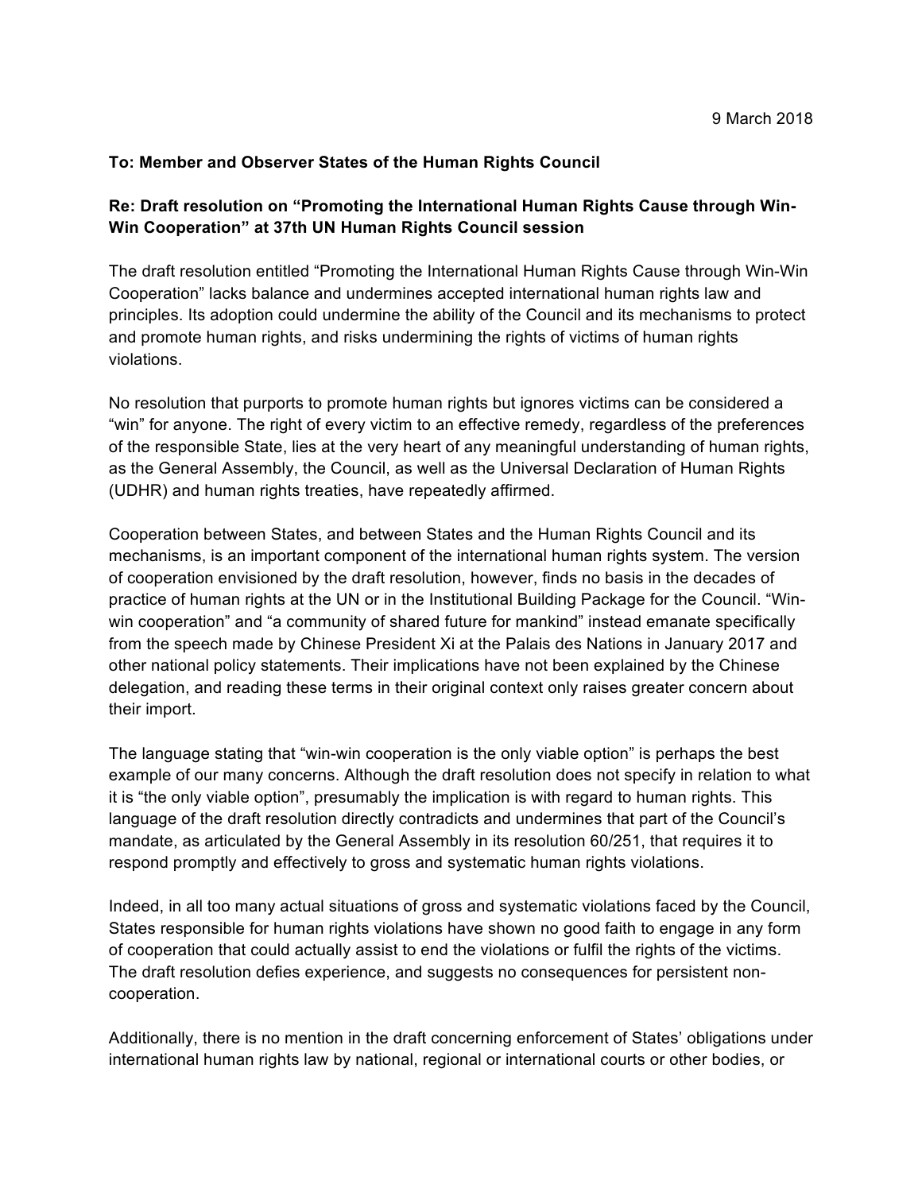9 March 2018

**To: Member and Observer States of the Human Rights Council**

**Re: Draft resolution on "Promoting the International Human Rights Cause through Win-Win Cooperation" at 37th UN Human Rights Council session**

The draft resolution entitled "Promoting the International Human Rights Cause through Win-Win Cooperation" lacks balance and undermines accepted international human rights law and principles. Its adoption could undermine the ability of the Council and its mechanisms to protect and promote human rights, and risks undermining the rights of victims of human rights violations.

No resolution that purports to promote human rights but ignores victims can be considered a "win" for anyone. The right of every victim to an effective remedy, regardless of the preferences of the responsible State, lies at the very heart of any meaningful understanding of human rights, as the General Assembly, the Council, as well as the Universal Declaration of Human Rights (UDHR) and human rights treaties, have repeatedly affirmed.

Cooperation between States, and between States and the Human Rights Council and its mechanisms, is an important component of the international human rights system. The version of cooperation envisioned by the draft resolution, however, finds no basis in the decades of practice of human rights at the UN or in the Institutional Building Package for the Council. "Win-win cooperation" and "a community of shared future for mankind" instead emanate specifically from the speech made by Chinese President Xi at the Palais des Nations in January 2017 and other national policy statements. Their implications have not been explained by the Chinese delegation, and reading these terms in their original context only raises greater concern about their import.

The language stating that "win-win cooperation is the only viable option" is perhaps the best example of our many concerns. Although the draft resolution does not specify in relation to what it is "the only viable option", presumably the implication is with regard to human rights. This language of the draft resolution directly contradicts and undermines that part of the Council's mandate, as articulated by the General Assembly in its resolution 60/251, that requires it to respond promptly and effectively to gross and systematic human rights violations.

Indeed, in all too many actual situations of gross and systematic violations faced by the Council, States responsible for human rights violations have shown no good faith to engage in any form of cooperation that could actually assist to end the violations or fulfil the rights of the victims. The draft resolution defies experience, and suggests no consequences for persistent non-cooperation.

Additionally, there is no mention in the draft concerning enforcement of States' obligations under international human rights law by national, regional or international courts or other bodies, or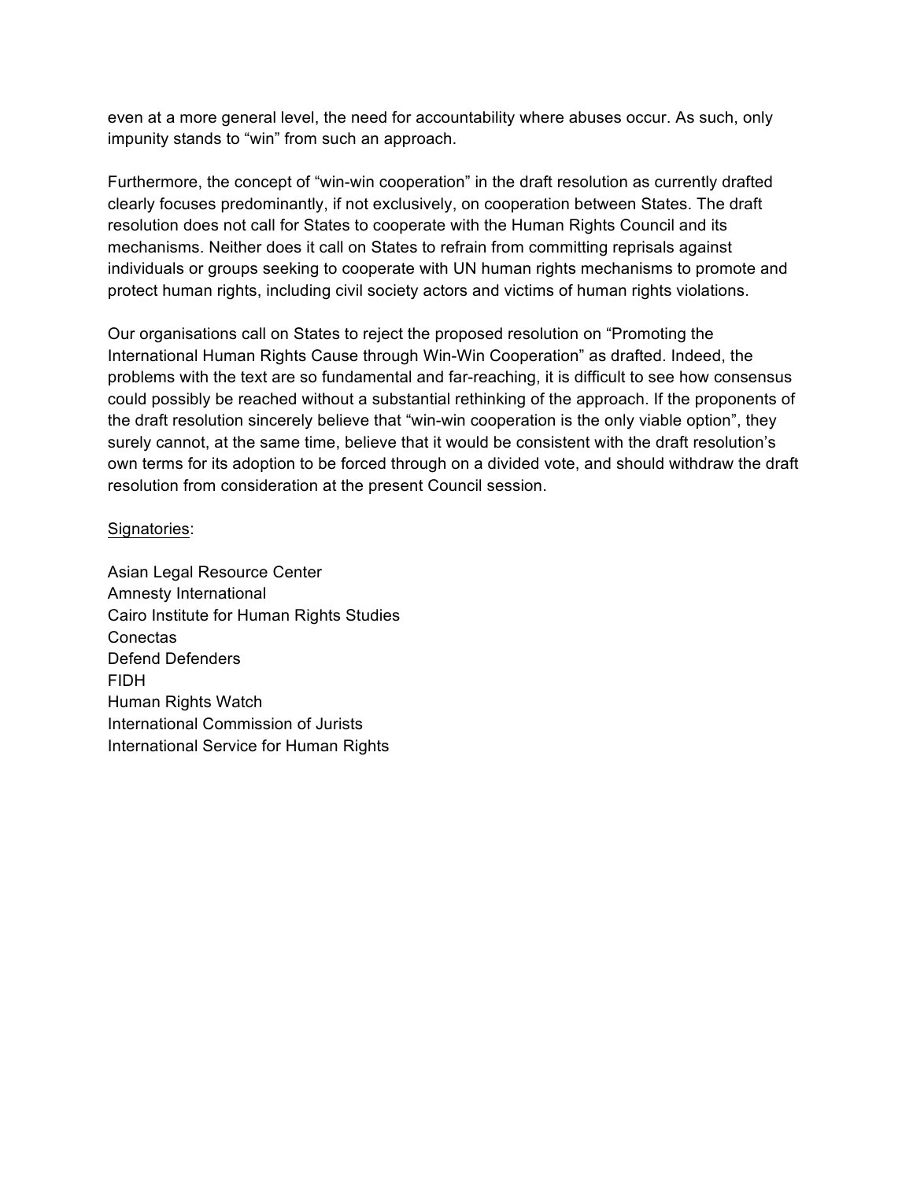even at a more general level, the need for accountability where abuses occur. As such, only impunity stands to "win" from such an approach.

Furthermore, the concept of "win-win cooperation" in the draft resolution as currently drafted clearly focuses predominantly, if not exclusively, on cooperation between States. The draft resolution does not call for States to cooperate with the Human Rights Council and its mechanisms. Neither does it call on States to refrain from committing reprisals against individuals or groups seeking to cooperate with UN human rights mechanisms to promote and protect human rights, including civil society actors and victims of human rights violations.

Our organisations call on States to reject the proposed resolution on "Promoting the International Human Rights Cause through Win-Win Cooperation" as drafted. Indeed, the problems with the text are so fundamental and far-reaching, it is difficult to see how consensus could possibly be reached without a substantial rethinking of the approach. If the proponents of the draft resolution sincerely believe that "win-win cooperation is the only viable option", they surely cannot, at the same time, believe that it would be consistent with the draft resolution's own terms for its adoption to be forced through on a divided vote, and should withdraw the draft resolution from consideration at the present Council session.

<u>Signatories</u>:

Asian Legal Resource Center
Amnesty International
Cairo Institute for Human Rights Studies
Conectas
Defend Defenders
FIDH
Human Rights Watch
International Commission of Jurists
International Service for Human Rights